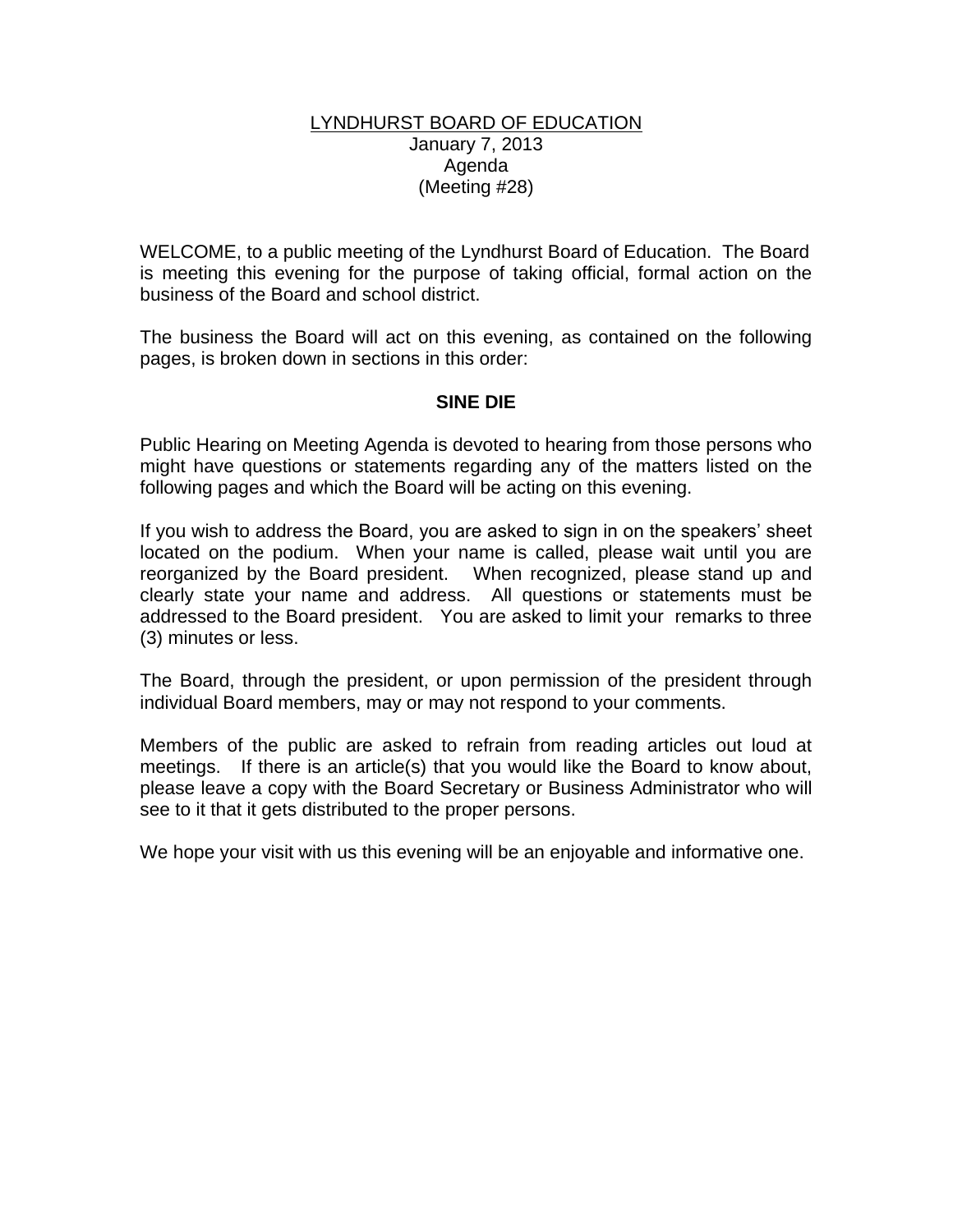# LYNDHURST BOARD OF EDUCATION

January 7, 2013
Agenda
(Meeting #28)

WELCOME, to a public meeting of the Lyndhurst Board of Education. The Board is meeting this evening for the purpose of taking official, formal action on the business of the Board and school district.

The business the Board will act on this evening, as contained on the following pages, is broken down in sections in this order:

**SINE DIE**

Public Hearing on Meeting Agenda is devoted to hearing from those persons who might have questions or statements regarding any of the matters listed on the following pages and which the Board will be acting on this evening.

If you wish to address the Board, you are asked to sign in on the speakers' sheet located on the podium. When your name is called, please wait until you are reorganized by the Board president. When recognized, please stand up and clearly state your name and address. All questions or statements must be addressed to the Board president. You are asked to limit your remarks to three (3) minutes or less.

The Board, through the president, or upon permission of the president through individual Board members, may or may not respond to your comments.

Members of the public are asked to refrain from reading articles out loud at meetings. If there is an article(s) that you would like the Board to know about, please leave a copy with the Board Secretary or Business Administrator who will see to it that it gets distributed to the proper persons.

We hope your visit with us this evening will be an enjoyable and informative one.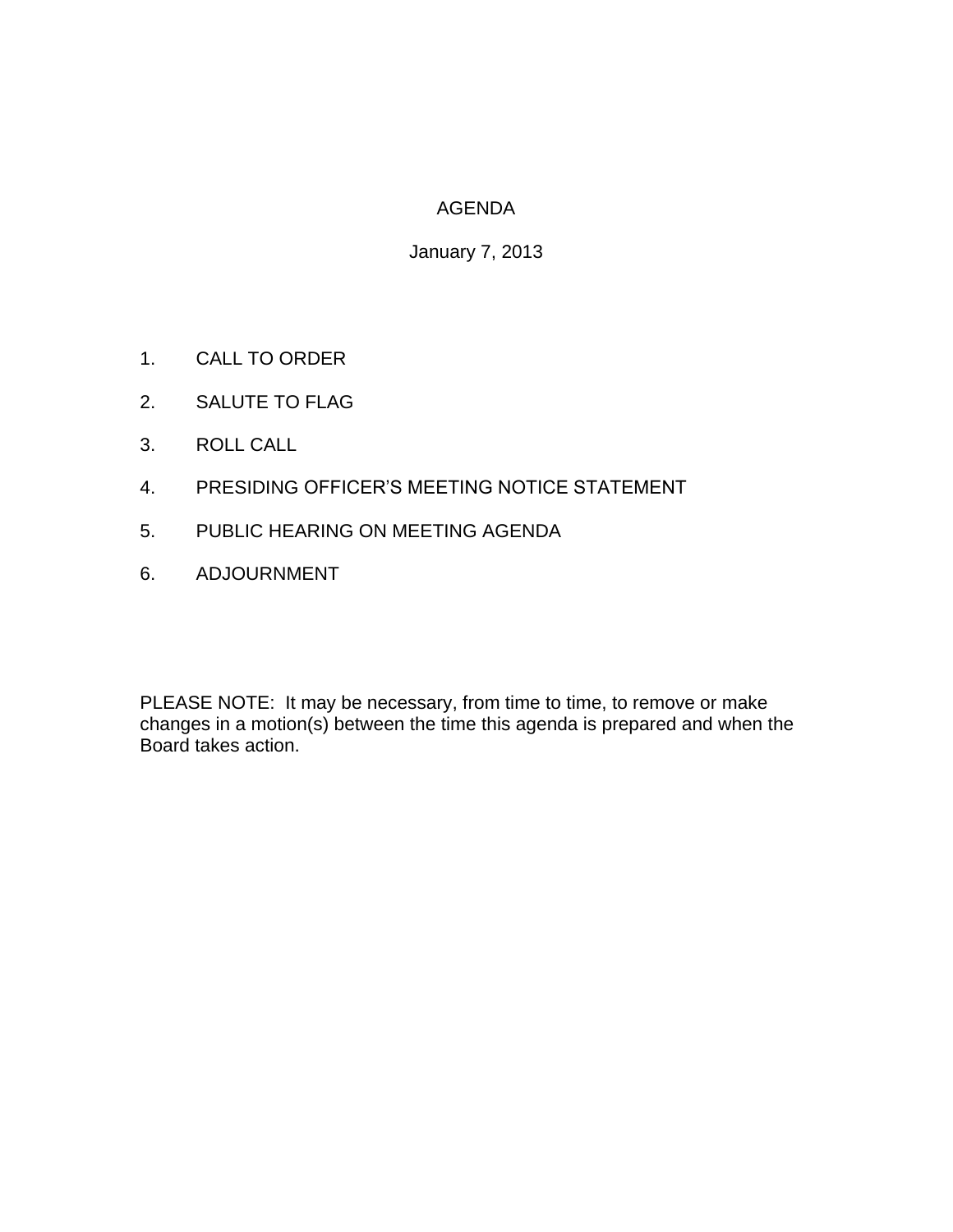# AGENDA

January 7, 2013

1. CALL TO ORDER
2. SALUTE TO FLAG
3. ROLL CALL
4. PRESIDING OFFICER'S MEETING NOTICE STATEMENT
5. PUBLIC HEARING ON MEETING AGENDA
6. ADJOURNMENT

PLEASE NOTE: It may be necessary, from time to time, to remove or make changes in a motion(s) between the time this agenda is prepared and when the Board takes action.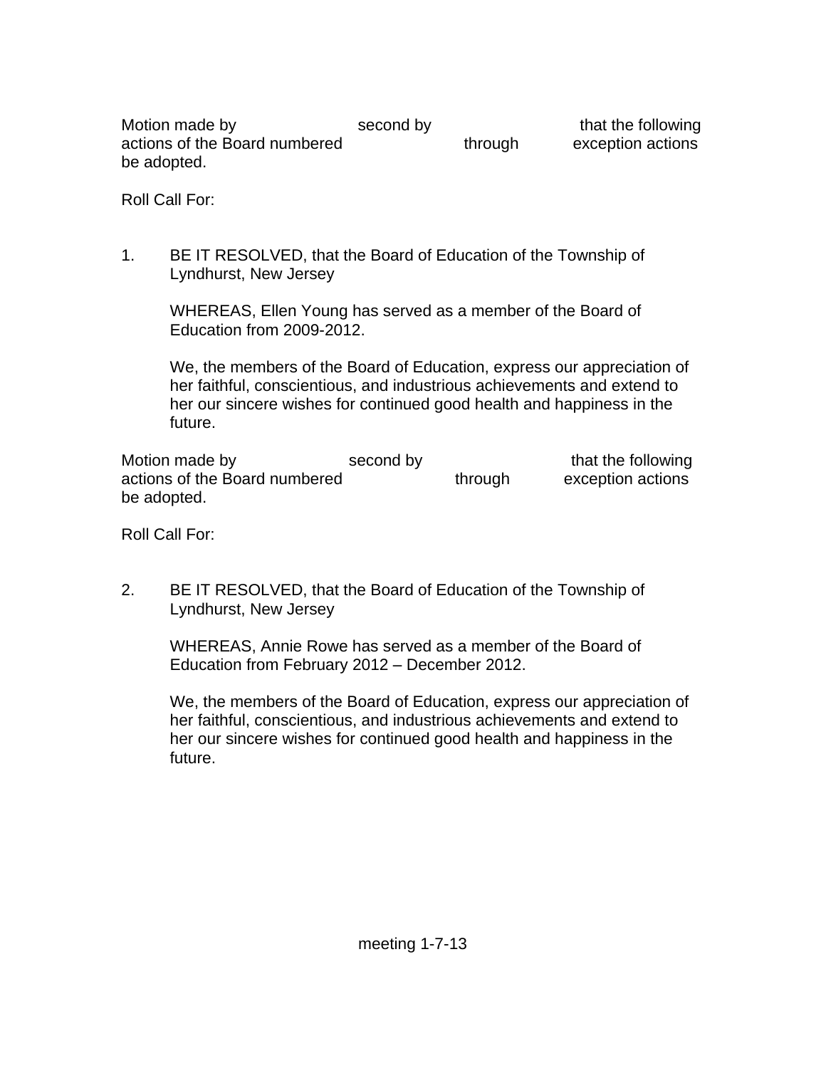Motion made by second by that the following actions of the Board numbered through exception actions be adopted.

Roll Call For:

1. BE IT RESOLVED, that the Board of Education of the Township of Lyndhurst, New Jersey

   WHEREAS, Ellen Young has served as a member of the Board of Education from 2009-2012.

   We, the members of the Board of Education, express our appreciation of her faithful, conscientious, and industrious achievements and extend to her our sincere wishes for continued good health and happiness in the future.

Motion made by second by that the following actions of the Board numbered through exception actions be adopted.

Roll Call For:

2. BE IT RESOLVED, that the Board of Education of the Township of Lyndhurst, New Jersey

   WHEREAS, Annie Rowe has served as a member of the Board of Education from February 2012 – December 2012.

   We, the members of the Board of Education, express our appreciation of her faithful, conscientious, and industrious achievements and extend to her our sincere wishes for continued good health and happiness in the future.